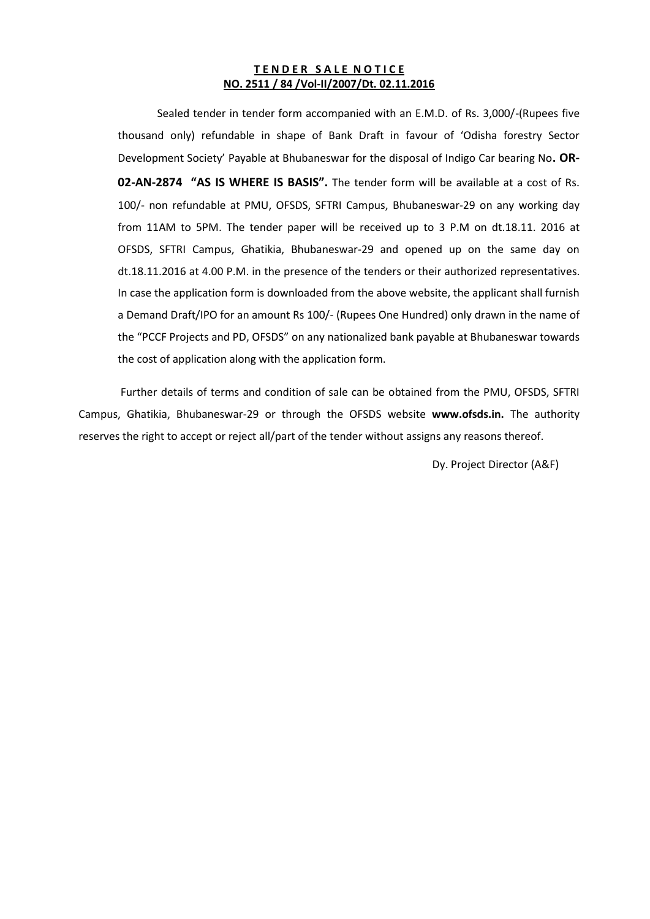**<u>T E N D E R   S A L E   N O T I C E</u>**
**<u>NO. 2511 / 84 /Vol-II/2007/Dt. 02.11.2016</u>**

Sealed tender in tender form accompanied with an E.M.D. of Rs. 3,000/-(Rupees five thousand only) refundable in shape of Bank Draft in favour of 'Odisha forestry Sector Development Society' Payable at Bhubaneswar for the disposal of Indigo Car bearing No**. OR-02-AN-2874 "AS IS WHERE IS BASIS".** The tender form will be available at a cost of Rs. 100/- non refundable at PMU, OFSDS, SFTRI Campus, Bhubaneswar-29 on any working day from 11AM to 5PM. The tender paper will be received up to 3 P.M on dt.18.11. 2016 at OFSDS, SFTRI Campus, Ghatikia, Bhubaneswar-29 and opened up on the same day on dt.18.11.2016 at 4.00 P.M. in the presence of the tenders or their authorized representatives. In case the application form is downloaded from the above website, the applicant shall furnish a Demand Draft/IPO for an amount Rs 100/- (Rupees One Hundred) only drawn in the name of the "PCCF Projects and PD, OFSDS" on any nationalized bank payable at Bhubaneswar towards the cost of application along with the application form.

Further details of terms and condition of sale can be obtained from the PMU, OFSDS, SFTRI Campus, Ghatikia, Bhubaneswar-29 or through the OFSDS website **www.ofsds.in.** The authority reserves the right to accept or reject all/part of the tender without assigns any reasons thereof.

Dy. Project Director (A&F)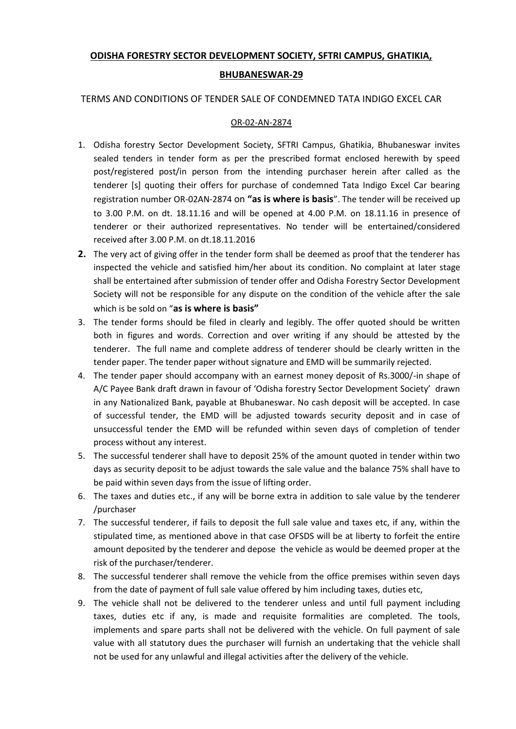**ODISHA FORESTRY SECTOR DEVELOPMENT SOCIETY, SFTRI CAMPUS, GHATIKIA,**

**BHUBANESWAR-29**

TERMS AND CONDITIONS OF TENDER SALE OF CONDEMNED TATA INDIGO EXCEL CAR

OR-02-AN-2874

1. Odisha forestry Sector Development Society, SFTRI Campus, Ghatikia, Bhubaneswar invites sealed tenders in tender form as per the prescribed format enclosed herewith by speed post/registered post/in person from the intending purchaser herein after called as the tenderer [s] quoting their offers for purchase of condemned Tata Indigo Excel Car bearing registration number OR-02AN-2874 on **"as is where is basis"**. The tender will be received up to 3.00 P.M. on dt. 18.11.16 and will be opened at 4.00 P.M. on 18.11.16 in presence of tenderer or their authorized representatives. No tender will be entertained/considered received after 3.00 P.M. on dt.18.11.2016
2. The very act of giving offer in the tender form shall be deemed as proof that the tenderer has inspected the vehicle and satisfied him/her about its condition. No complaint at later stage shall be entertained after submission of tender offer and Odisha Forestry Sector Development Society will not be responsible for any dispute on the condition of the vehicle after the sale which is be sold on "**as is where is basis"**
3. The tender forms should be filed in clearly and legibly. The offer quoted should be written both in figures and words. Correction and over writing if any should be attested by the tenderer. The full name and complete address of tenderer should be clearly written in the tender paper. The tender paper without signature and EMD will be summarily rejected.
4. The tender paper should accompany with an earnest money deposit of Rs.3000/-in shape of A/C Payee Bank draft drawn in favour of 'Odisha forestry Sector Development Society' drawn in any Nationalized Bank, payable at Bhubaneswar. No cash deposit will be accepted. In case of successful tender, the EMD will be adjusted towards security deposit and in case of unsuccessful tender the EMD will be refunded within seven days of completion of tender process without any interest.
5. The successful tenderer shall have to deposit 25% of the amount quoted in tender within two days as security deposit to be adjust towards the sale value and the balance 75% shall have to be paid within seven days from the issue of lifting order.
6. The taxes and duties etc., if any will be borne extra in addition to sale value by the tenderer /purchaser
7. The successful tenderer, if fails to deposit the full sale value and taxes etc, if any, within the stipulated time, as mentioned above in that case OFSDS will be at liberty to forfeit the entire amount deposited by the tenderer and depose the vehicle as would be deemed proper at the risk of the purchaser/tenderer.
8. The successful tenderer shall remove the vehicle from the office premises within seven days from the date of payment of full sale value offered by him including taxes, duties etc,
9. The vehicle shall not be delivered to the tenderer unless and until full payment including taxes, duties etc if any, is made and requisite formalities are completed. The tools, implements and spare parts shall not be delivered with the vehicle. On full payment of sale value with all statutory dues the purchaser will furnish an undertaking that the vehicle shall not be used for any unlawful and illegal activities after the delivery of the vehicle.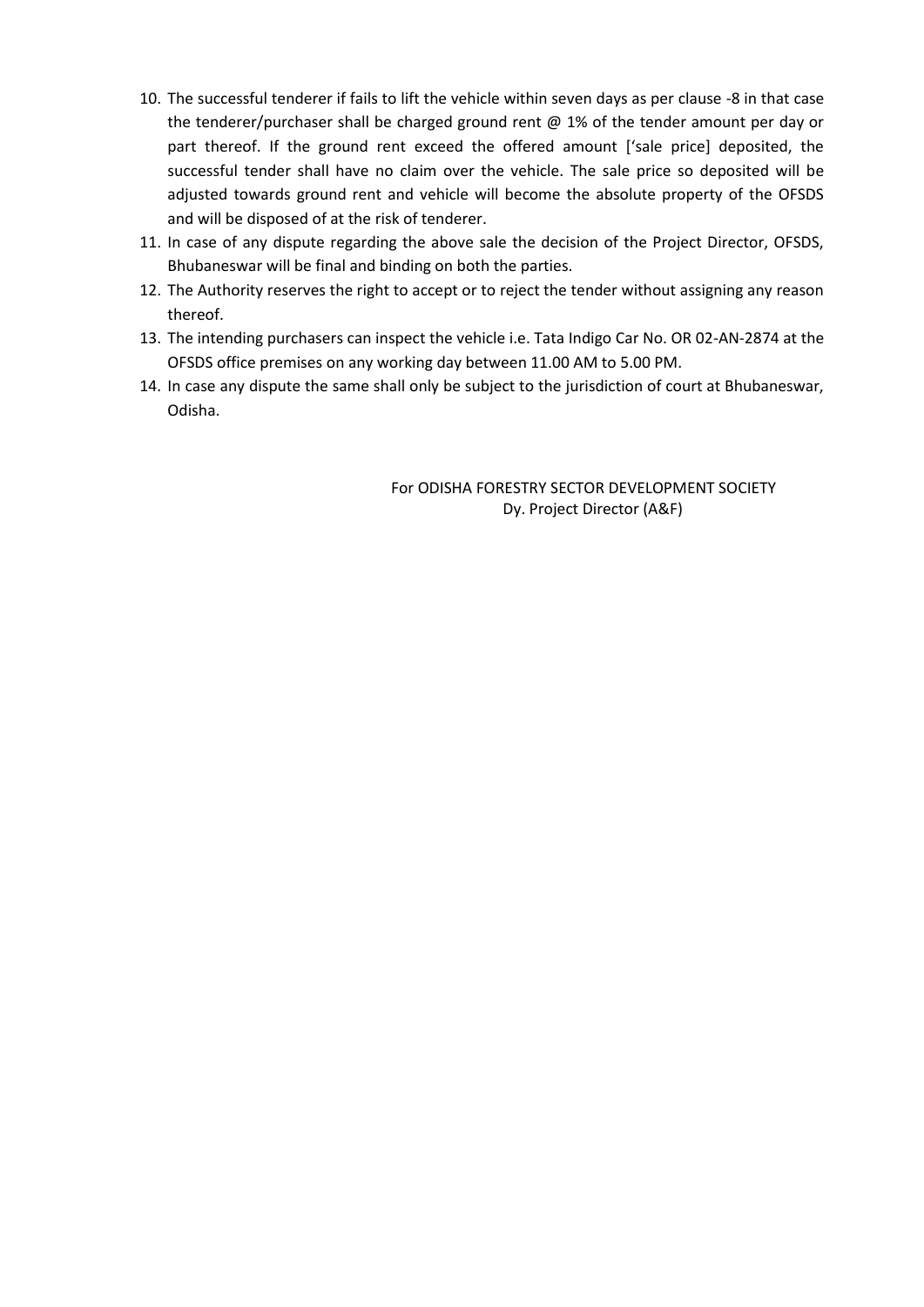10. The successful tenderer if fails to lift the vehicle within seven days as per clause -8 in that case the tenderer/purchaser shall be charged ground rent @ 1% of the tender amount per day or part thereof. If the ground rent exceed the offered amount ['sale price] deposited, the successful tender shall have no claim over the vehicle. The sale price so deposited will be adjusted towards ground rent and vehicle will become the absolute property of the OFSDS and will be disposed of at the risk of tenderer.
11. In case of any dispute regarding the above sale the decision of the Project Director, OFSDS, Bhubaneswar will be final and binding on both the parties.
12. The Authority reserves the right to accept or to reject the tender without assigning any reason thereof.
13. The intending purchasers can inspect the vehicle i.e. Tata Indigo Car No. OR 02-AN-2874 at the OFSDS office premises on any working day between 11.00 AM to 5.00 PM.
14. In case any dispute the same shall only be subject to the jurisdiction of court at Bhubaneswar, Odisha.

For ODISHA FORESTRY SECTOR DEVELOPMENT SOCIETY
Dy. Project Director (A&F)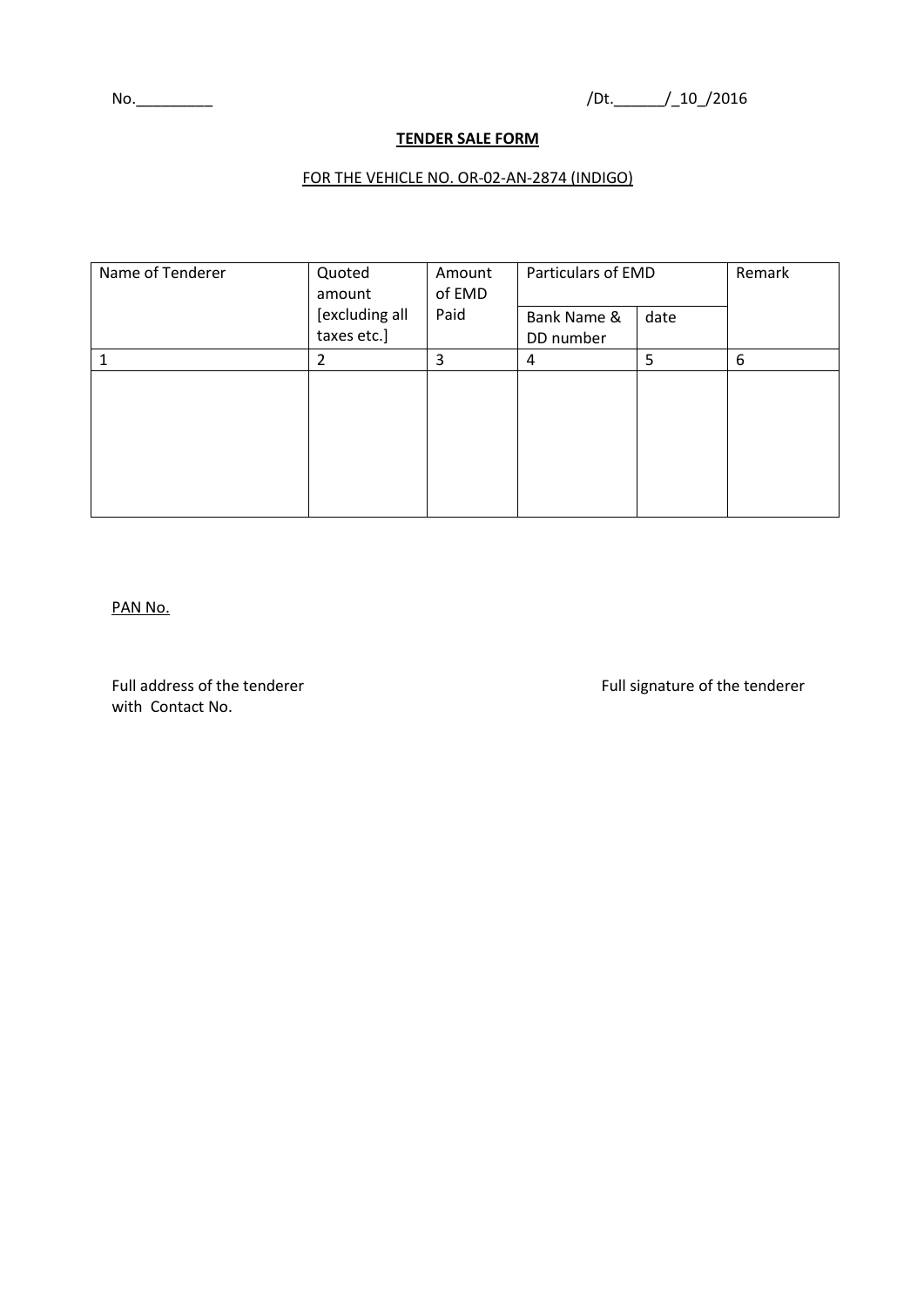No.\_\_\_\_\_\_\_\_\_ /Dt.\_\_\_\_\_\_/\_10\_/2016

**TENDER SALE FORM**

FOR THE VEHICLE NO. OR-02-AN-2874 (INDIGO)

| Name of Tenderer | Quoted amount [excluding all taxes etc.] | Amount of EMD Paid | Particulars of EMD | | Remark |
|---|---|---|---|---|---|
| | | | Bank Name & DD number | date | |
| 1 | 2 | 3 | 4 | 5 | 6 |
| | | | | | |

PAN No.

Full address of the tenderer
with Contact No.

Full signature of the tenderer